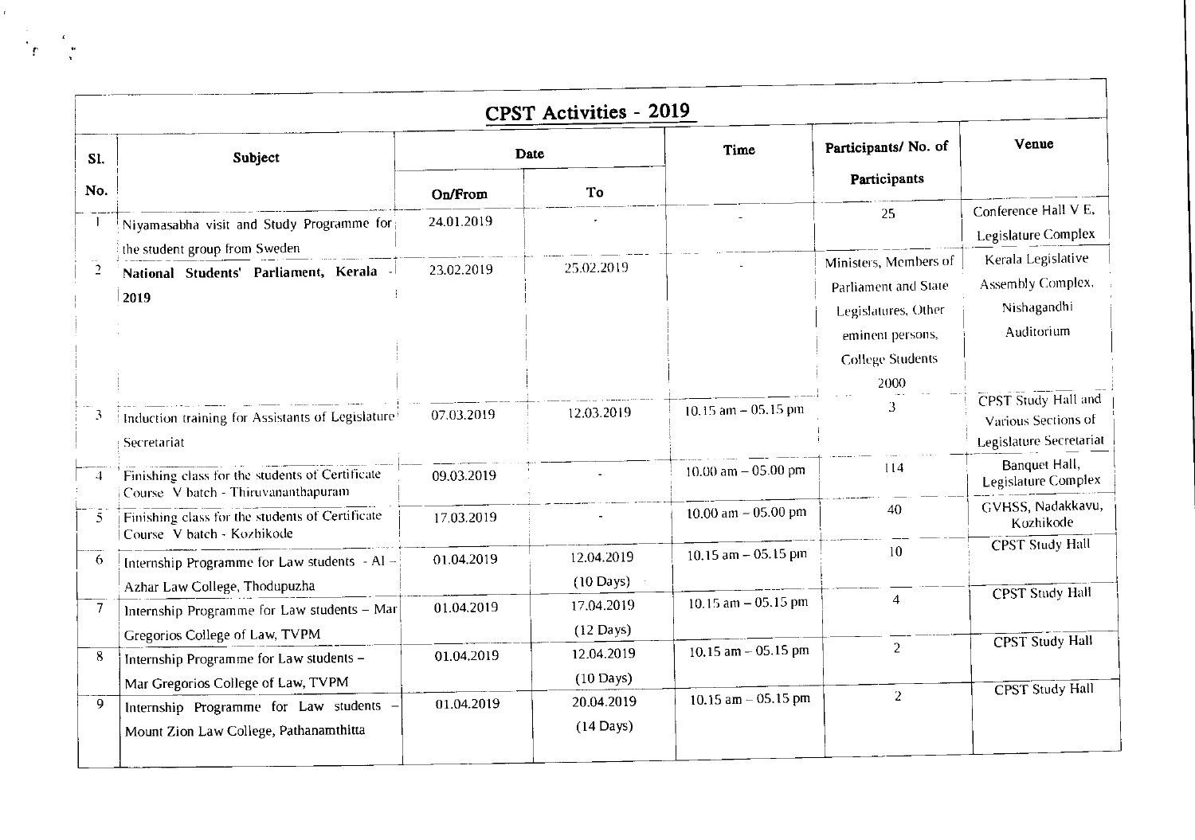## CPST Activities - 2019

| Sl. No. | Subject | Date | | Time | Participants/ No. of Participants | Venue |
|---|---|---|---|---|---|---|
| | | On/From | To | | | |
| 1 | Niyamasabha visit and Study Programme for the student group from Sweden | 24.01.2019 | - | - | 25 | Conference Hall V E, Legislature Complex |
| 2 | **National Students' Parliament, Kerala - 2019** | 23.02.2019 | 25.02.2019 | - | Ministers, Members of Parliament and State Legislatures, Other eminent persons, College Students 2000 | Kerala Legislative Assembly Complex, Nishagandhi Auditorium |
| 3 | Induction training for Assistants of Legislature Secretariat | 07.03.2019 | 12.03.2019 | 10.15 am – 05.15 pm | 3 | CPST Study Hall and Various Sections of Legislature Secretariat |
| 4 | Finishing class for the students of Certificate Course V batch - Thiruvananthapuram | 09.03.2019 | - | 10.00 am – 05.00 pm | 114 | Banquet Hall, Legislature Complex |
| 5 | Finishing class for the students of Certificate Course V batch - Kozhikode | 17.03.2019 | - | 10.00 am – 05.00 pm | 40 | GVHSS, Nadakkavu, Kozhikode |
| 6 | Internship Programme for Law students - Al – Azhar Law College, Thodupuzha | 01.04.2019 | 12.04.2019 (10 Days) | 10.15 am – 05.15 pm | 10 | CPST Study Hall |
| 7 | Internship Programme for Law students – Mar Gregorios College of Law, TVPM | 01.04.2019 | 17.04.2019 (12 Days) | 10.15 am – 05.15 pm | 4 | CPST Study Hall |
| 8 | Internship Programme for Law students – Mar Gregorios College of Law, TVPM | 01.04.2019 | 12.04.2019 (10 Days) | 10.15 am – 05.15 pm | 2 | CPST Study Hall |
| 9 | Internship Programme for Law students – Mount Zion Law College, Pathanamthitta | 01.04.2019 | 20.04.2019 (14 Days) | 10.15 am – 05.15 pm | 2 | CPST Study Hall |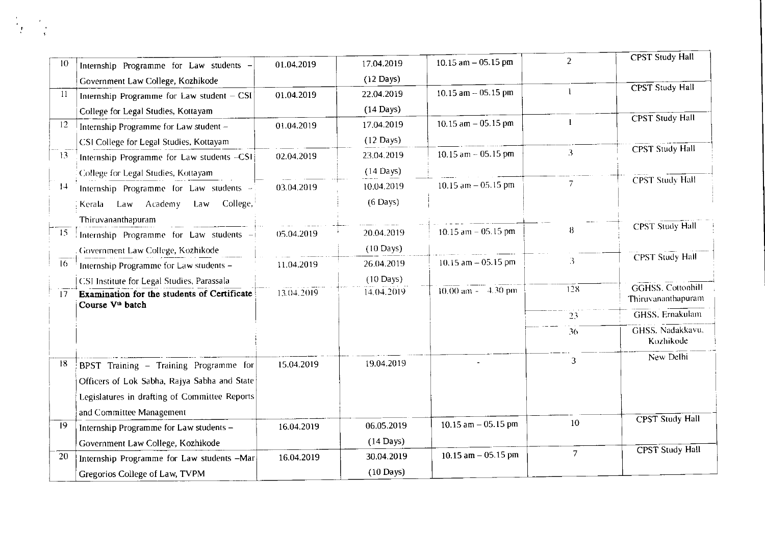| | | | | | | |
|---|---|---|---|---|---|---|
| 10 | Internship Programme for Law students – Government Law College, Kozhikode | 01.04.2019 | 17.04.2019 (12 Days) | 10.15 am – 05.15 pm | 2 | CPST Study Hall |
| 11 | Internship Programme for Law student – CSI College for Legal Studies, Kottayam | 01.04.2019 | 22.04.2019 (14 Days) | 10.15 am – 05.15 pm | 1 | CPST Study Hall |
| 12 | Internship Programme for Law student – CSI College for Legal Studies, Kottayam | 01.04.2019 | 17.04.2019 (12 Days) | 10.15 am – 05.15 pm | 1 | CPST Study Hall |
| 13 | Internship Programme for Law students –CSI College for Legal Studies, Kottayam | 02.04.2019 | 23.04.2019 (14 Days) | 10.15 am – 05.15 pm | 3 | CPST Study Hall |
| 14 | Internship Programme for Law students – Kerala Law Academy Law College, Thiruvananthapuram | 03.04.2019 | 10.04.2019 (6 Days) | 10.15 am – 05.15 pm | 7 | CPST Study Hall |
| 15 | Internship Programme for Law students – Government Law College, Kozhikode | 05.04.2019 | 20.04.2019 (10 Days) | 10.15 am – 05.15 pm | 8 | CPST Study Hall |
| 16 | Internship Programme for Law students – CSI Institute for Legal Studies, Parassala | 11.04.2019 | 26.04.2019 (10 Days) | 10.15 am – 05.15 pm | 3 | CPST Study Hall |
| 17 | **Examination for the students of Certificate Course V[th] batch** | 13.04.2019 | 14.04.2019 | 10.00 am – 4.30 pm | 128 | GGHSS. Cottonhill Thiruvananthapuram |
| | | | | | 23 | GHSS. Ernakulam |
| | | | | | 36 | GHSS. Nadakkavu, Kozhikode |
| 18 | BPST Training – Training Programme for Officers of Lok Sabha, Rajya Sabha and State Legislatures in drafting of Committee Reports and Committee Management | 15.04.2019 | 19.04.2019 | - | 3 | New Delhi |
| 19 | Internship Programme for Law students – Government Law College, Kozhikode | 16.04.2019 | 06.05.2019 (14 Days) | 10.15 am – 05.15 pm | 10 | CPST Study Hall |
| 20 | Internship Programme for Law students –Mar Gregorios College of Law, TVPM | 16.04.2019 | 30.04.2019 (10 Days) | 10.15 am – 05.15 pm | 7 | CPST Study Hall |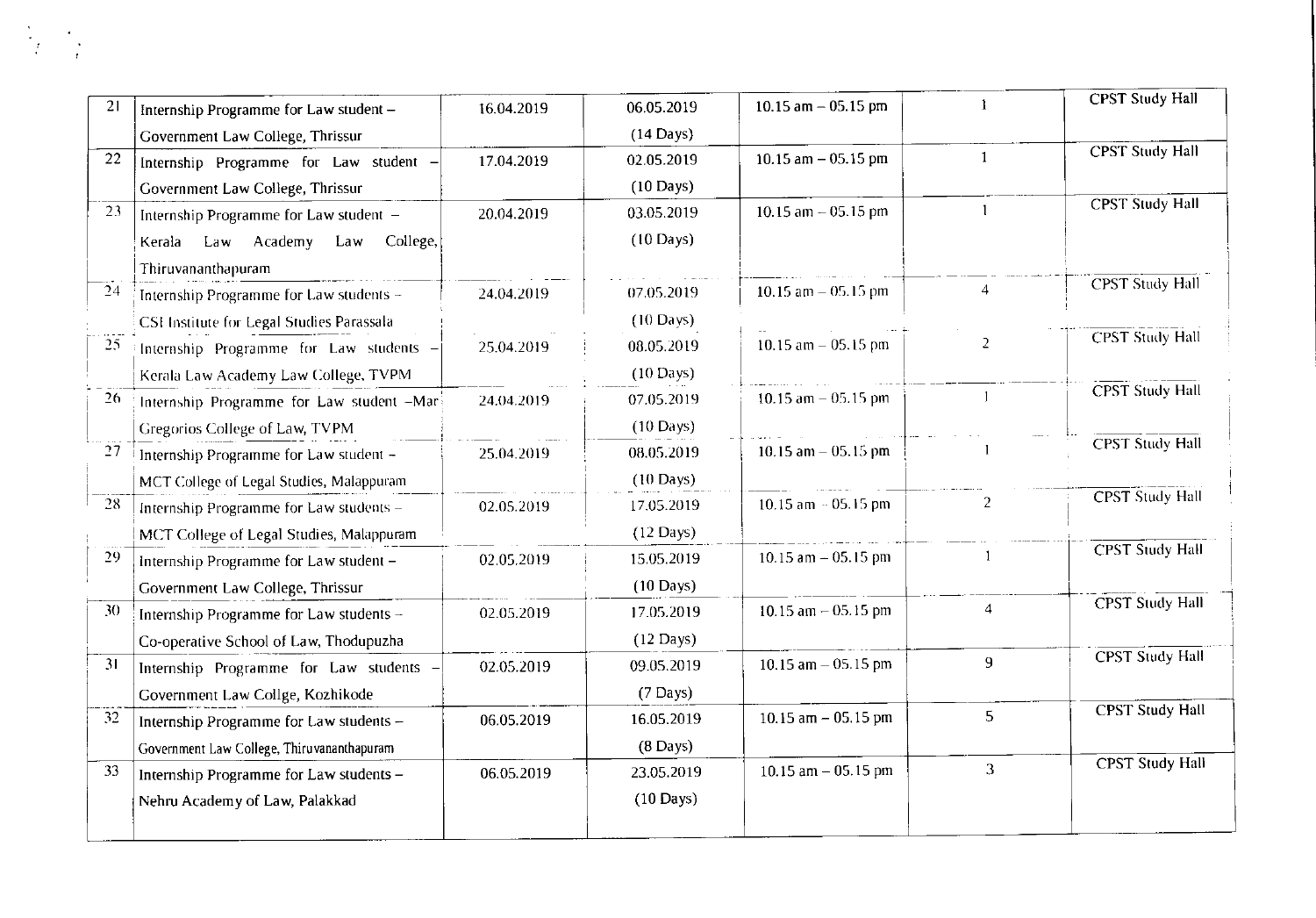| 21 | Internship Programme for Law student – Government Law College, Thrissur | 16.04.2019 | 06.05.2019 (14 Days) | 10.15 am – 05.15 pm | 1 | CPST Study Hall |
|---|---|---|---|---|---|---|
| 22 | Internship Programme for Law student – Government Law College, Thrissur | 17.04.2019 | 02.05.2019 (10 Days) | 10.15 am – 05.15 pm | 1 | CPST Study Hall |
| 23 | Internship Programme for Law student – Kerala Law Academy Law College, Thiruvananthapuram | 20.04.2019 | 03.05.2019 (10 Days) | 10.15 am – 05.15 pm | 1 | CPST Study Hall |
| 24 | Internship Programme for Law students – CSI Institute for Legal Studies Parassala | 24.04.2019 | 07.05.2019 (10 Days) | 10.15 am – 05.15 pm | 4 | CPST Study Hall |
| 25 | Internship Programme for Law students – Kerala Law Academy Law College, TVPM | 25.04.2019 | 08.05.2019 (10 Days) | 10.15 am – 05.15 pm | 2 | CPST Study Hall |
| 26 | Internship Programme for Law student –Mar Gregorios College of Law, TVPM | 24.04.2019 | 07.05.2019 (10 Days) | 10.15 am – 05.15 pm | 1 | CPST Study Hall |
| 27 | Internship Programme for Law student – MCT College of Legal Studies, Malappuram | 25.04.2019 | 08.05.2019 (10 Days) | 10.15 am – 05.15 pm | 1 | CPST Study Hall |
| 28 | Internship Programme for Law students – MCT College of Legal Studies, Malappuram | 02.05.2019 | 17.05.2019 (12 Days) | 10.15 am – 05.15 pm | 2 | CPST Study Hall |
| 29 | Internship Programme for Law student – Government Law College, Thrissur | 02.05.2019 | 15.05.2019 (10 Days) | 10.15 am – 05.15 pm | 1 | CPST Study Hall |
| 30 | Internship Programme for Law students – Co-operative School of Law, Thodupuzha | 02.05.2019 | 17.05.2019 (12 Days) | 10.15 am – 05.15 pm | 4 | CPST Study Hall |
| 31 | Internship Programme for Law students – Government Law Collge, Kozhikode | 02.05.2019 | 09.05.2019 (7 Days) | 10.15 am – 05.15 pm | 9 | CPST Study Hall |
| 32 | Internship Programme for Law students – Government Law College, Thiruvananthapuram | 06.05.2019 | 16.05.2019 (8 Days) | 10.15 am – 05.15 pm | 5 | CPST Study Hall |
| 33 | Internship Programme for Law students – Nehru Academy of Law, Palakkad | 06.05.2019 | 23.05.2019 (10 Days) | 10.15 am – 05.15 pm | 3 | CPST Study Hall |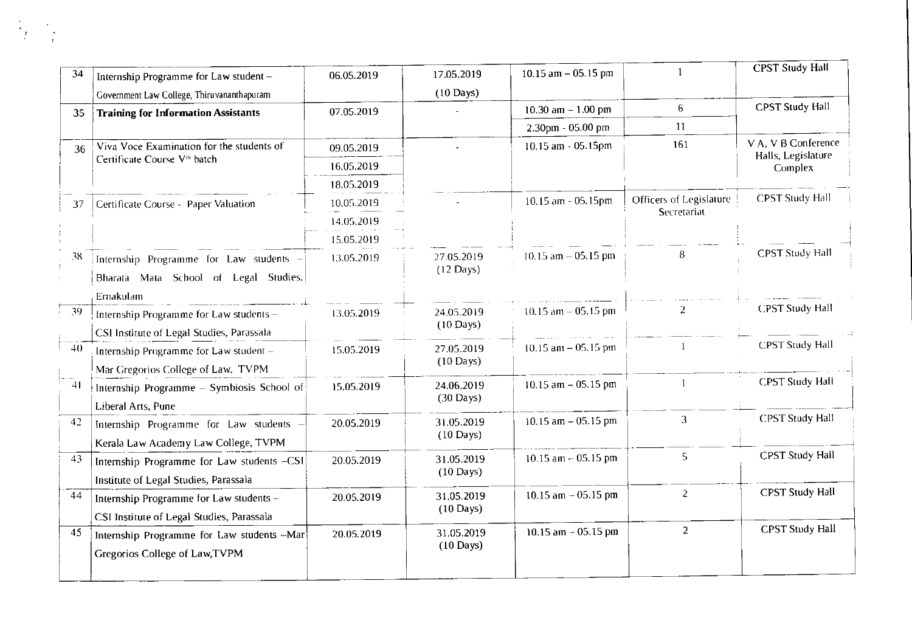| 34 | Internship Programme for Law student – Government Law College, Thiruvananthapuram | 06.05.2019 | 17.05.2019 (10 Days) | 10.15 am – 05.15 pm | 1 | CPST Study Hall |
|---|---|---|---|---|---|---|
| 35 | **Training for Information Assistants** | 07.05.2019 | - | 10.30 am – 1.00 pm | 6 | CPST Study Hall |
| | | | | 2.30pm - 05.00 pm | 11 | |
| 36 | Viva Voce Examination for the students of Certificate Course V[th] batch | 09.05.2019 | - | 10.15 am - 05.15pm | 161 | V A, V B Conference Halls, Legislature Complex |
| | | 16.05.2019 | | | | |
| | | 18.05.2019 | | | | |
| 37 | Certificate Course - Paper Valuation | 10.05.2019 | - | 10.15 am - 05.15pm | Officers of Legislature Secretariat | CPST Study Hall |
| | | 14.05.2019 | | | | |
| | | 15.05.2019 | | | | |
| 38 | Internship Programme for Law students – Bharata Mata School of Legal Studies, Ernakulam | 13.05.2019 | 27.05.2019 (12 Days) | 10.15 am – 05.15 pm | 8 | CPST Study Hall |
| 39 | Internship Programme for Law students – CSI Institute of Legal Studies, Parassala | 13.05.2019 | 24.05.2019 (10 Days) | 10.15 am – 05.15 pm | 2 | CPST Study Hall |
| 40 | Internship Programme for Law student – Mar Gregorios College of Law, TVPM | 15.05.2019 | 27.05.2019 (10 Days) | 10.15 am – 05.15 pm | 1 | CPST Study Hall |
| 41 | Internship Programme – Symbiosis School of Liberal Arts, Pune | 15.05.2019 | 24.06.2019 (30 Days) | 10.15 am – 05.15 pm | 1 | CPST Study Hall |
| 42 | Internship Programme for Law students – Kerala Law Academy Law College, TVPM | 20.05.2019 | 31.05.2019 (10 Days) | 10.15 am – 05.15 pm | 3 | CPST Study Hall |
| 43 | Internship Programme for Law students –CSI Institute of Legal Studies, Parassala | 20.05.2019 | 31.05.2019 (10 Days) | 10.15 am – 05.15 pm | 5 | CPST Study Hall |
| 44 | Internship Programme for Law students – CSI Institute of Legal Studies, Parassala | 20.05.2019 | 31.05.2019 (10 Days) | 10.15 am – 05.15 pm | 2 | CPST Study Hall |
| 45 | Internship Programme for Law students –Mar Gregorios College of Law,TVPM | 20.05.2019 | 31.05.2019 (10 Days) | 10.15 am – 05.15 pm | 2 | CPST Study Hall |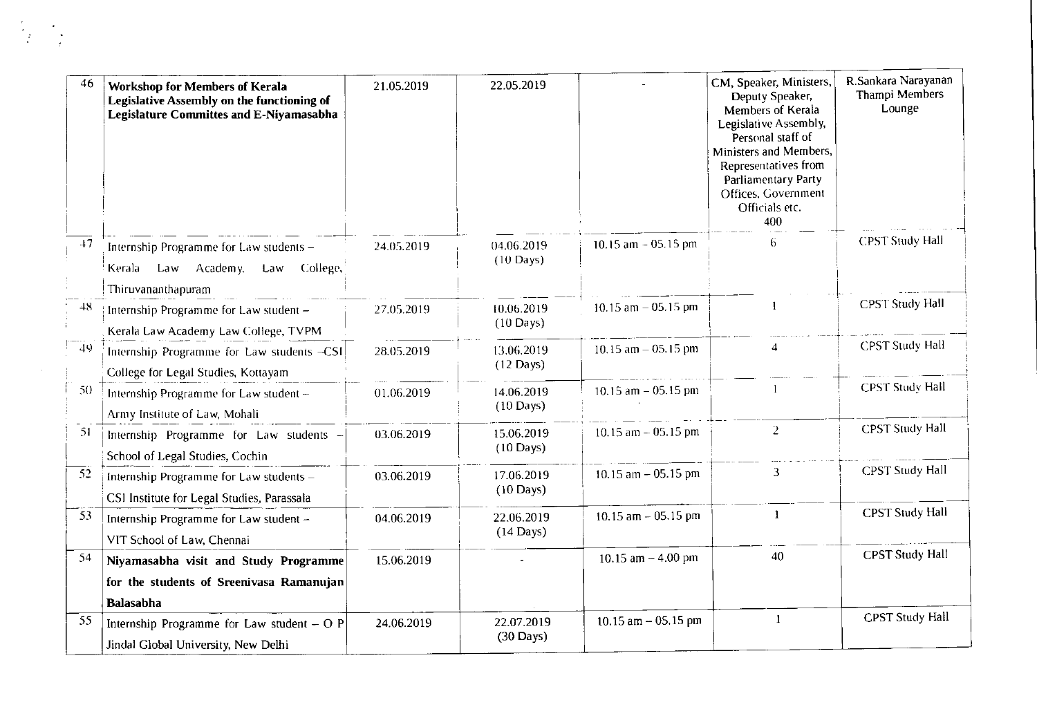| 46 | **Workshop for Members of Kerala Legislative Assembly on the functioning of Legislature Committes and E-Niyamasabha** | 21.05.2019 | 22.05.2019 | - | CM, Speaker, Ministers, Deputy Speaker, Members of Kerala Legislative Assembly, Personal staff of Ministers and Members, Representatives from Parliamentary Party Offices, Government Officials etc. 400 | R.Sankara Narayanan Thampi Members Lounge |
|---|---|---|---|---|---|---|
| 47 | Internship Programme for Law students – Kerala Law Academy, Law College, Thiruvananthapuram | 24.05.2019 | 04.06.2019 (10 Days) | 10.15 am – 05.15 pm | 6 | CPST Study Hall |
| 48 | Internship Programme for Law student – Kerala Law Academy Law College, TVPM | 27.05.2019 | 10.06.2019 (10 Days) | 10.15 am – 05.15 pm | 1 | CPST Study Hall |
| 49 | Internship Programme for Law students –CSI College for Legal Studies, Kottayam | 28.05.2019 | 13.06.2019 (12 Days) | 10.15 am – 05.15 pm | 4 | CPST Study Hall |
| 50 | Internship Programme for Law student – Army Institute of Law, Mohali | 01.06.2019 | 14.06.2019 (10 Days) | 10.15 am – 05.15 pm | 1 | CPST Study Hall |
| 51 | Internship Programme for Law students – School of Legal Studies, Cochin | 03.06.2019 | 15.06.2019 (10 Days) | 10.15 am – 05.15 pm | 2 | CPST Study Hall |
| 52 | Internship Programme for Law students – CSI Institute for Legal Studies, Parassala | 03.06.2019 | 17.06.2019 (10 Days) | 10.15 am – 05.15 pm | 3 | CPST Study Hall |
| 53 | Internship Programme for Law student – VIT School of Law, Chennai | 04.06.2019 | 22.06.2019 (14 Days) | 10.15 am – 05.15 pm | 1 | CPST Study Hall |
| 54 | **Niyamasabha visit and Study Programme for the students of Sreenivasa Ramanujan Balasabha** | 15.06.2019 | - | 10.15 am – 4.00 pm | 40 | CPST Study Hall |
| 55 | Internship Programme for Law student – O P Jindal Global University, New Delhi | 24.06.2019 | 22.07.2019 (30 Days) | 10.15 am – 05.15 pm | 1 | CPST Study Hall |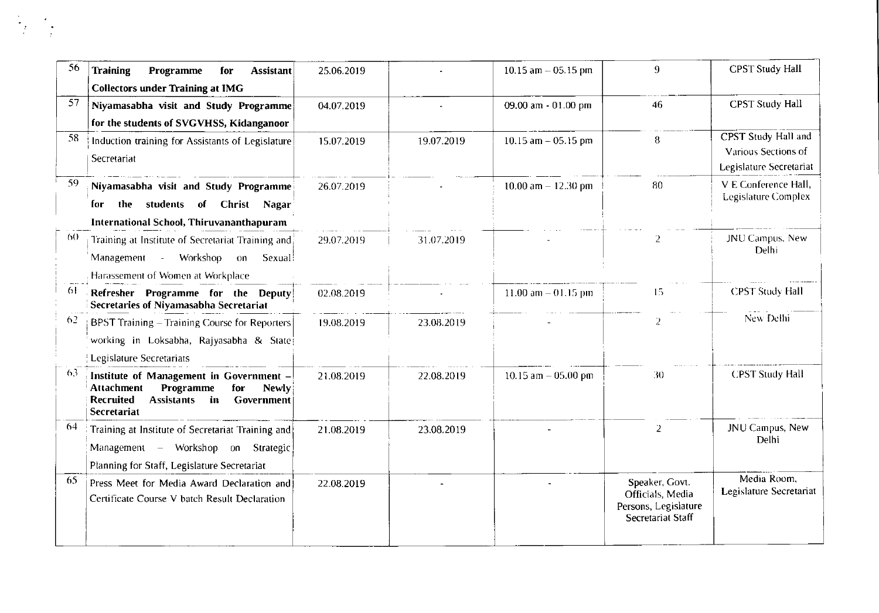| 56 | **Training Programme for Assistant Collectors under Training at IMG** | 25.06.2019 | - | 10.15 am – 05.15 pm | 9 | CPST Study Hall |
|---|---|---|---|---|---|---|
| 57 | **Niyamasabha visit and Study Programme for the students of SVGVHSS, Kidanganoor** | 04.07.2019 | - | 09.00 am - 01.00 pm | 46 | CPST Study Hall |
| 58 | Induction training for Assistants of Legislature Secretariat | 15.07.2019 | 19.07.2019 | 10.15 am – 05.15 pm | 8 | CPST Study Hall and Various Sections of Legislature Secretariat |
| 59 | **Niyamasabha visit and Study Programme for the students of Christ Nagar International School, Thiruvananthapuram** | 26.07.2019 | - | 10.00 am – 12.30 pm | 80 | V E Conference Hall, Legislature Complex |
| 60 | Training at Institute of Secretariat Training and Management - Workshop on Sexual Harassement of Women at Workplace | 29.07.2019 | 31.07.2019 | - | 2 | JNU Campus, New Delhi |
| 61 | **Refresher Programme for the Deputy Secretaries of Niyamasabha Secretariat** | 02.08.2019 | - | 11.00 am – 01.15 pm | 15 | CPST Study Hall |
| 62 | BPST Training – Training Course for Reporters working in Loksabha, Rajyasabha & State Legislature Secretariats | 19.08.2019 | 23.08.2019 | - | 2 | New Delhi |
| 63 | **Institute of Management in Government – Attachment Programme for Newly Recruited Assistants in Government Secretariat** | 21.08.2019 | 22.08.2019 | 10.15 am – 05.00 pm | 30 | CPST Study Hall |
| 64 | Training at Institute of Secretariat Training and Management – Workshop on Strategic Planning for Staff, Legislature Secretariat | 21.08.2019 | 23.08.2019 | - | 2 | JNU Campus, New Delhi |
| 65 | Press Meet for Media Award Declaration and Certificate Course V batch Result Declaration | 22.08.2019 | - | - | Speaker, Govt. Officials, Media Persons, Legislature Secretariat Staff | Media Room, Legislature Secretariat |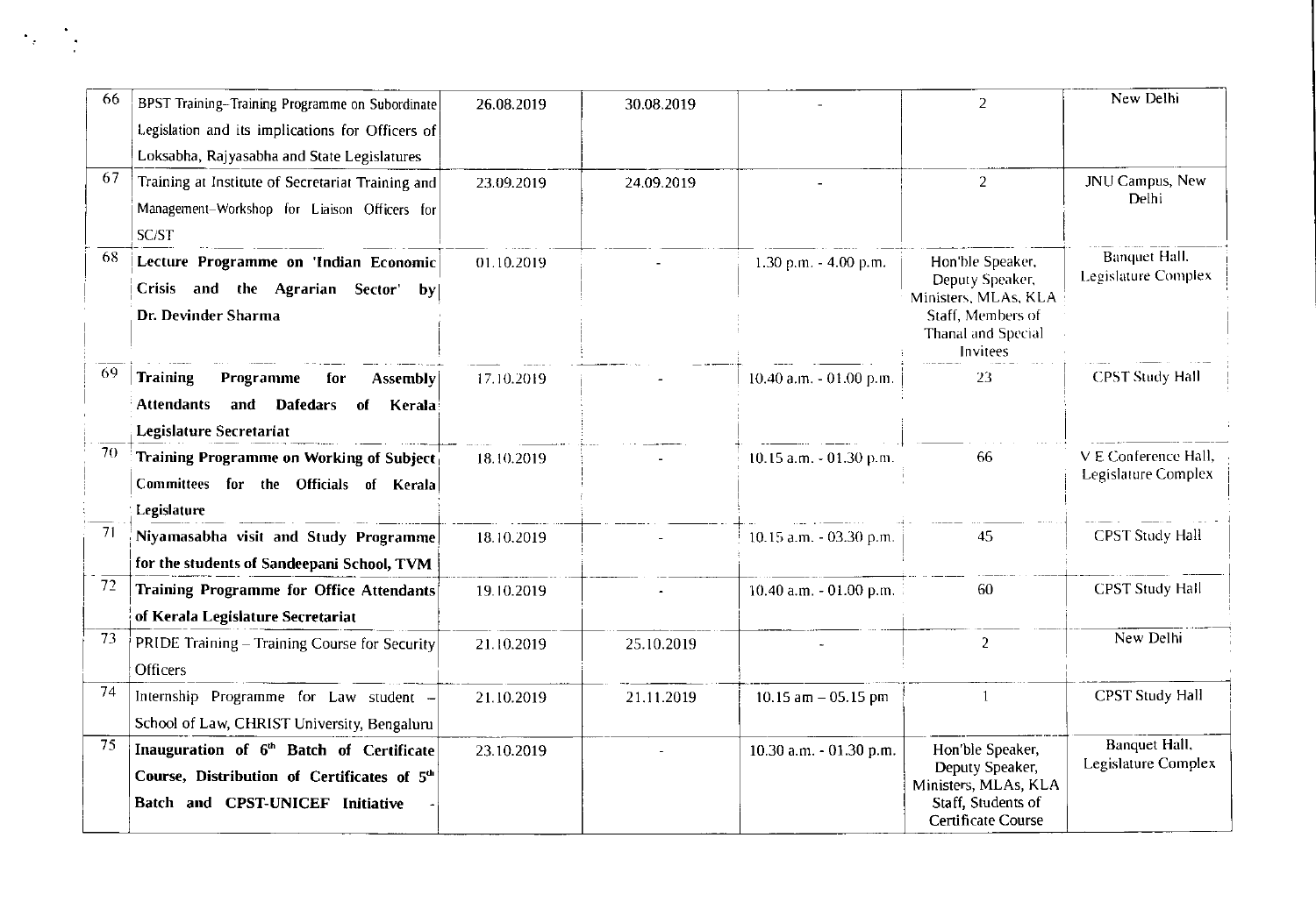| 66 | BPST Training–Training Programme on Subordinate Legislation and its implications for Officers of Loksabha, Rajyasabha and State Legislatures | 26.08.2019 | 30.08.2019 | - | 2 | New Delhi |
|---|---|---|---|---|---|---|
| 67 | Training at Institute of Secretariat Training and Management–Workshop for Liaison Officers for SC/ST | 23.09.2019 | 24.09.2019 | - | 2 | JNU Campus, New Delhi |
| 68 | **Lecture Programme on 'Indian Economic Crisis and the Agrarian Sector' by Dr. Devinder Sharma** | 01.10.2019 | - | 1.30 p.m. - 4.00 p.m. | Hon'ble Speaker, Deputy Speaker, Ministers, MLAs, KLA Staff, Members of Thanal and Special Invitees | Banquet Hall, Legislature Complex |
| 69 | **Training Programme for Assembly Attendants and Dafedars of Kerala Legislature Secretariat** | 17.10.2019 | - | 10.40 a.m. - 01.00 p.m. | 23 | CPST Study Hall |
| 70 | **Training Programme on Working of Subject Committees for the Officials of Kerala Legislature** | 18.10.2019 | - | 10.15 a.m. - 01.30 p.m. | 66 | V E Conference Hall, Legislature Complex |
| 71 | **Niyamasabha visit and Study Programme for the students of Sandeepani School, TVM** | 18.10.2019 | - | 10.15 a.m. - 03.30 p.m. | 45 | CPST Study Hall |
| 72 | **Training Programme for Office Attendants of Kerala Legislature Secretariat** | 19.10.2019 | - | 10.40 a.m. - 01.00 p.m. | 60 | CPST Study Hall |
| 73 | PRIDE Training – Training Course for Security Officers | 21.10.2019 | 25.10.2019 | - | 2 | New Delhi |
| 74 | Internship Programme for Law student – School of Law, CHRIST University, Bengaluru | 21.10.2019 | 21.11.2019 | 10.15 am – 05.15 pm | 1 | CPST Study Hall |
| 75 | **Inauguration of 6th Batch of Certificate Course, Distribution of Certificates of 5th Batch and CPST-UNICEF Initiative** | 23.10.2019 | - | 10.30 a.m. - 01.30 p.m. | Hon'ble Speaker, Deputy Speaker, Ministers, MLAs, KLA Staff, Students of Certificate Course | Banquet Hall, Legislature Complex |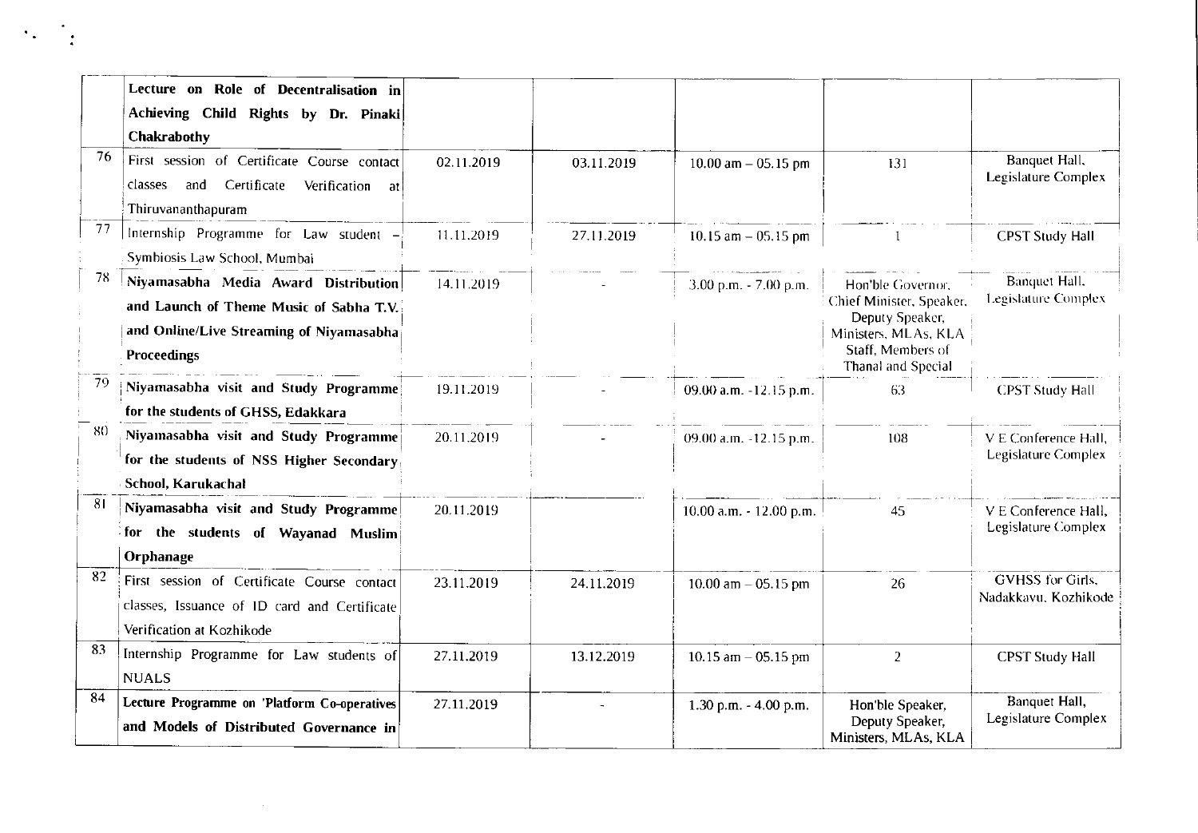|  |  |  |  |  |  |  |
|---|---|---|---|---|---|---|
|  | **Lecture on Role of Decentralisation in Achieving Child Rights by Dr. Pinaki Chakrabothy** |  |  |  |  |  |
| 76 | First session of Certificate Course contact classes and Certificate Verification at Thiruvananthapuram | 02.11.2019 | 03.11.2019 | 10.00 am – 05.15 pm | 131 | Banquet Hall, Legislature Complex |
| 77 | Internship Programme for Law student – Symbiosis Law School, Mumbai | 11.11.2019 | 27.11.2019 | 10.15 am – 05.15 pm | 1 | CPST Study Hall |
| 78 | **Niyamasabha Media Award Distribution and Launch of Theme Music of Sabha T.V. and Online/Live Streaming of Niyamasabha Proceedings** | 14.11.2019 | - | 3.00 p.m. - 7.00 p.m. | Hon'ble Governor, Chief Minister, Speaker, Deputy Speaker, Ministers, MLAs, KLA Staff, Members of Thanal and Special | Banquet Hall, Legislature Complex |
| 79 | **Niyamasabha visit and Study Programme for the students of GHSS, Edakkara** | 19.11.2019 | - | 09.00 a.m. -12.15 p.m. | 63 | CPST Study Hall |
| 80 | **Niyamasabha visit and Study Programme for the students of NSS Higher Secondary School, Karukachal** | 20.11.2019 | - | 09.00 a.m. -12.15 p.m. | 108 | V E Conference Hall, Legislature Complex |
| 81 | **Niyamasabha visit and Study Programme for the students of Wayanad Muslim Orphanage** | 20.11.2019 |  | 10.00 a.m. - 12.00 p.m. | 45 | V E Conference Hall, Legislature Complex |
| 82 | First session of Certificate Course contact classes, Issuance of ID card and Certificate Verification at Kozhikode | 23.11.2019 | 24.11.2019 | 10.00 am – 05.15 pm | 26 | GVHSS for Girls, Nadakkavu, Kozhikode |
| 83 | Internship Programme for Law students of NUALS | 27.11.2019 | 13.12.2019 | 10.15 am – 05.15 pm | 2 | CPST Study Hall |
| 84 | **Lecture Programme on 'Platform Co-operatives and Models of Distributed Governance in** | 27.11.2019 | - | 1.30 p.m. - 4.00 p.m. | Hon'ble Speaker, Deputy Speaker, Ministers, MLAs, KLA | Banquet Hall, Legislature Complex |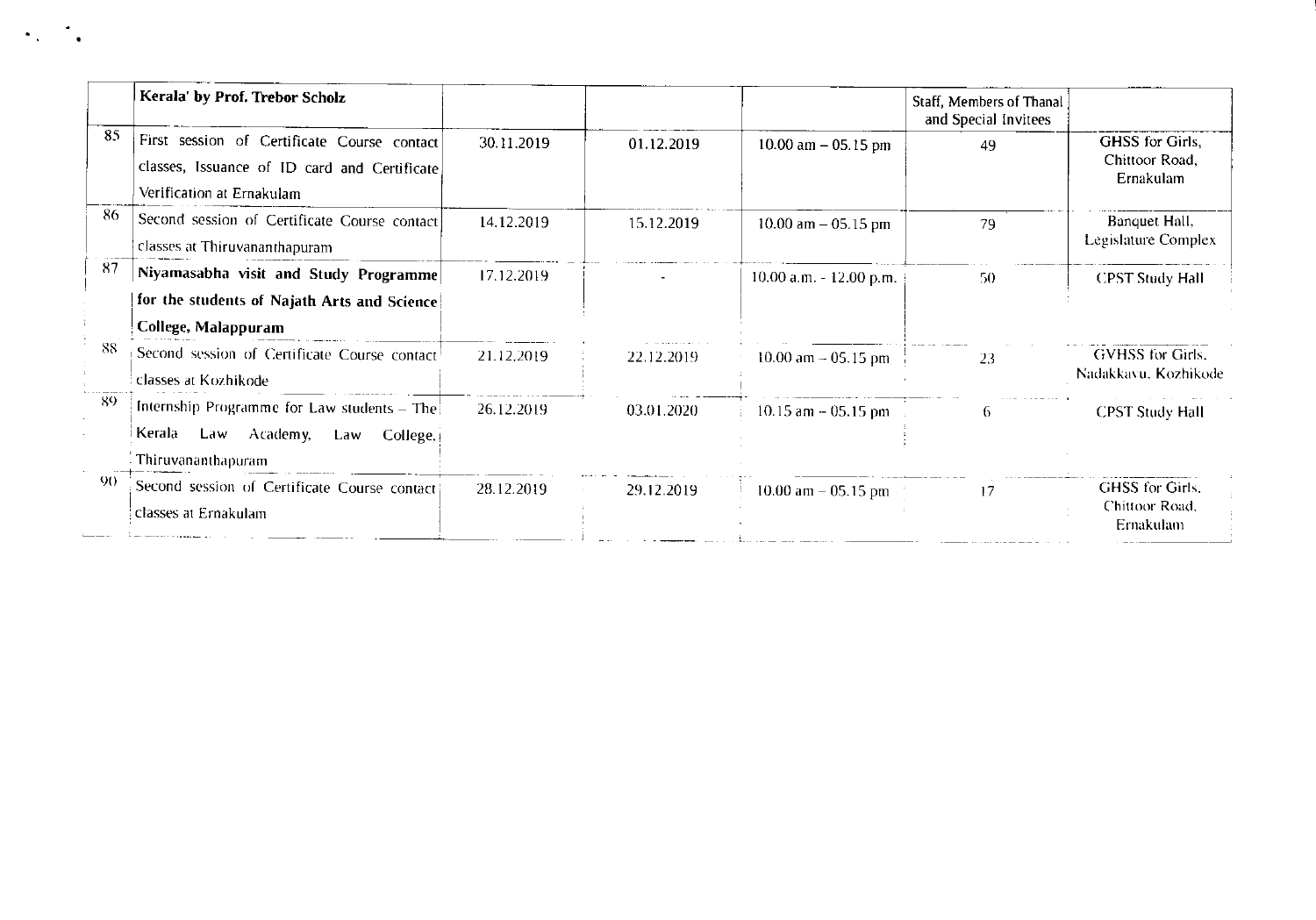| | | | | | | |
|---|---|---|---|---|---|---|
| | **Kerala' by Prof. Trebor Scholz** | | | | Staff, Members of Thanal and Special Invitees | |
| 85 | First session of Certificate Course contact classes, Issuance of ID card and Certificate Verification at Ernakulam | 30.11.2019 | 01.12.2019 | 10.00 am – 05.15 pm | 49 | GHSS for Girls, Chittoor Road, Ernakulam |
| 86 | Second session of Certificate Course contact classes at Thiruvananthapuram | 14.12.2019 | 15.12.2019 | 10.00 am – 05.15 pm | 79 | Banquet Hall, Legislature Complex |
| 87 | **Niyamasabha visit and Study Programme for the students of Najath Arts and Science College, Malappuram** | 17.12.2019 | - | 10.00 a.m. - 12.00 p.m. | 50 | CPST Study Hall |
| 88 | Second session of Certificate Course contact classes at Kozhikode | 21.12.2019 | 22.12.2019 | 10.00 am – 05.15 pm | 23 | GVHSS for Girls, Nadakkavu, Kozhikode |
| 89 | Internship Programme for Law students – The Kerala Law Academy, Law College, Thiruvananthapuram | 26.12.2019 | 03.01.2020 | 10.15 am – 05.15 pm | 6 | CPST Study Hall |
| 90 | Second session of Certificate Course contact classes at Ernakulam | 28.12.2019 | 29.12.2019 | 10.00 am – 05.15 pm | 17 | GHSS for Girls, Chittoor Road, Ernakulam |